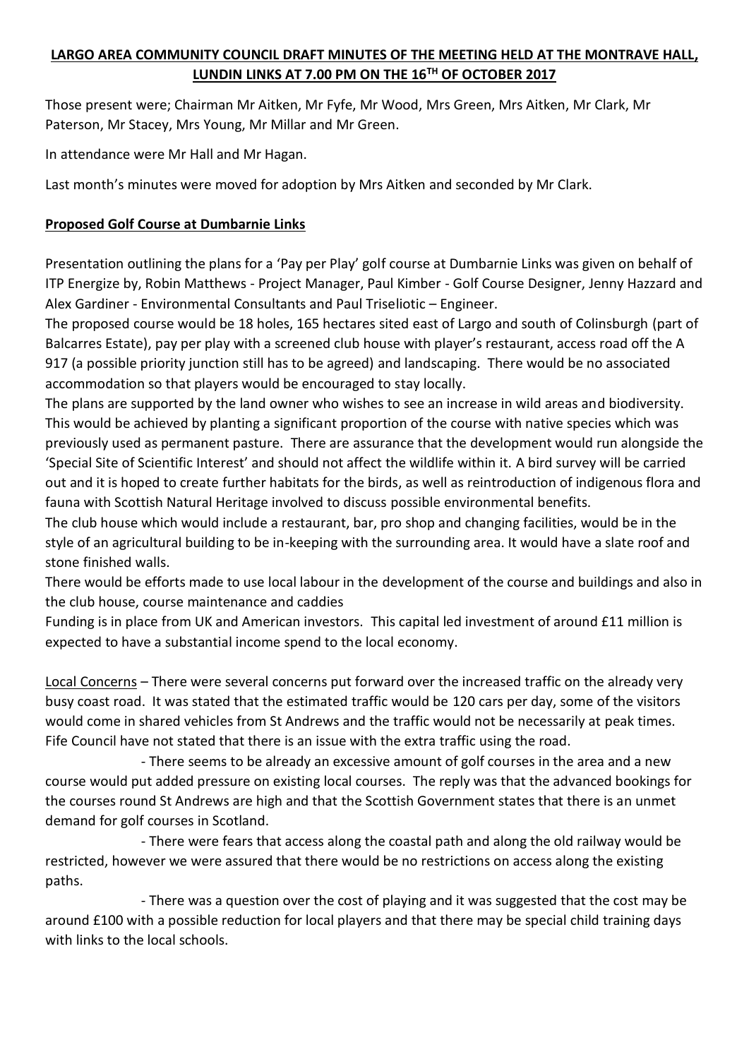# LARGO AREA COMMUNITY COUNCIL DRAFT MINUTES OF THE MEETING HELD AT THE MONTRAVE HALL, LUNDIN LINKS AT 7.00 PM ON THE 16TH OF OCTOBER 2017

Those present were; Chairman Mr Aitken, Mr Fyfe, Mr Wood, Mrs Green, Mrs Aitken, Mr Clark, Mr Paterson, Mr Stacey, Mrs Young, Mr Millar and Mr Green.

In attendance were Mr Hall and Mr Hagan.

Last month's minutes were moved for adoption by Mrs Aitken and seconded by Mr Clark.

## Proposed Golf Course at Dumbarnie Links

Presentation outlining the plans for a 'Pay per Play' golf course at Dumbarnie Links was given on behalf of ITP Energize by, Robin Matthews - Project Manager, Paul Kimber - Golf Course Designer, Jenny Hazzard and Alex Gardiner - Environmental Consultants and Paul Triseliotic – Engineer.

The proposed course would be 18 holes, 165 hectares sited east of Largo and south of Colinsburgh (part of Balcarres Estate), pay per play with a screened club house with player's restaurant, access road off the A 917 (a possible priority junction still has to be agreed) and landscaping. There would be no associated accommodation so that players would be encouraged to stay locally.

The plans are supported by the land owner who wishes to see an increase in wild areas and biodiversity. This would be achieved by planting a significant proportion of the course with native species which was previously used as permanent pasture. There are assurance that the development would run alongside the 'Special Site of Scientific Interest' and should not affect the wildlife within it. A bird survey will be carried out and it is hoped to create further habitats for the birds, as well as reintroduction of indigenous flora and fauna with Scottish Natural Heritage involved to discuss possible environmental benefits.

The club house which would include a restaurant, bar, pro shop and changing facilities, would be in the style of an agricultural building to be in-keeping with the surrounding area. It would have a slate roof and stone finished walls.

There would be efforts made to use local labour in the development of the course and buildings and also in the club house, course maintenance and caddies

Funding is in place from UK and American investors. This capital led investment of around £11 million is expected to have a substantial income spend to the local economy.

Local Concerns – There were several concerns put forward over the increased traffic on the already very busy coast road. It was stated that the estimated traffic would be 120 cars per day, some of the visitors would come in shared vehicles from St Andrews and the traffic would not be necessarily at peak times. Fife Council have not stated that there is an issue with the extra traffic using the road.

- There seems to be already an excessive amount of golf courses in the area and a new course would put added pressure on existing local courses. The reply was that the advanced bookings for the courses round St Andrews are high and that the Scottish Government states that there is an unmet demand for golf courses in Scotland.
- There were fears that access along the coastal path and along the old railway would be restricted, however we were assured that there would be no restrictions on access along the existing paths.
- There was a question over the cost of playing and it was suggested that the cost may be around £100 with a possible reduction for local players and that there may be special child training days with links to the local schools.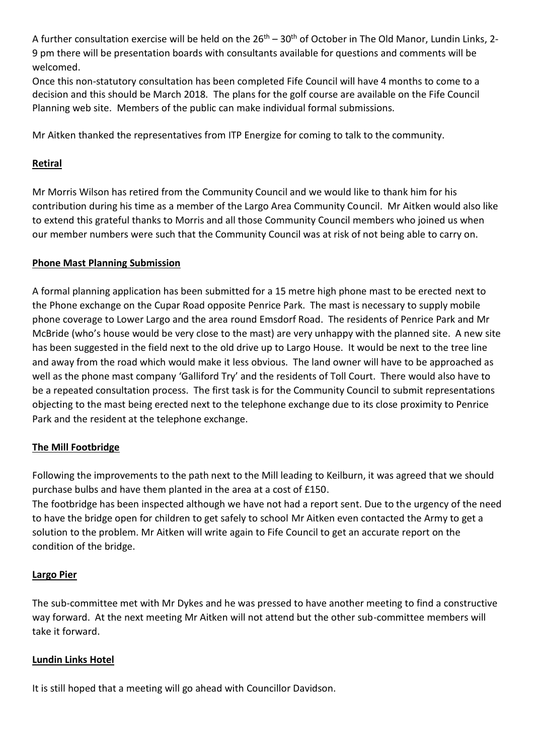A further consultation exercise will be held on the 26th – 30th of October in The Old Manor, Lundin Links, 2-9 pm there will be presentation boards with consultants available for questions and comments will be welcomed.

Once this non-statutory consultation has been completed Fife Council will have 4 months to come to a decision and this should be March 2018. The plans for the golf course are available on the Fife Council Planning web site. Members of the public can make individual formal submissions.

Mr Aitken thanked the representatives from ITP Energize for coming to talk to the community.

**Retiral**

Mr Morris Wilson has retired from the Community Council and we would like to thank him for his contribution during his time as a member of the Largo Area Community Council. Mr Aitken would also like to extend this grateful thanks to Morris and all those Community Council members who joined us when our member numbers were such that the Community Council was at risk of not being able to carry on.

**Phone Mast Planning Submission**

A formal planning application has been submitted for a 15 metre high phone mast to be erected next to the Phone exchange on the Cupar Road opposite Penrice Park. The mast is necessary to supply mobile phone coverage to Lower Largo and the area round Emsdorf Road. The residents of Penrice Park and Mr McBride (who's house would be very close to the mast) are very unhappy with the planned site. A new site has been suggested in the field next to the old drive up to Largo House. It would be next to the tree line and away from the road which would make it less obvious. The land owner will have to be approached as well as the phone mast company 'Galliford Try' and the residents of Toll Court. There would also have to be a repeated consultation process. The first task is for the Community Council to submit representations objecting to the mast being erected next to the telephone exchange due to its close proximity to Penrice Park and the resident at the telephone exchange.

**The Mill Footbridge**

Following the improvements to the path next to the Mill leading to Keilburn, it was agreed that we should purchase bulbs and have them planted in the area at a cost of £150.

The footbridge has been inspected although we have not had a report sent. Due to the urgency of the need to have the bridge open for children to get safely to school Mr Aitken even contacted the Army to get a solution to the problem. Mr Aitken will write again to Fife Council to get an accurate report on the condition of the bridge.

**Largo Pier**

The sub-committee met with Mr Dykes and he was pressed to have another meeting to find a constructive way forward. At the next meeting Mr Aitken will not attend but the other sub-committee members will take it forward.

**Lundin Links Hotel**

It is still hoped that a meeting will go ahead with Councillor Davidson.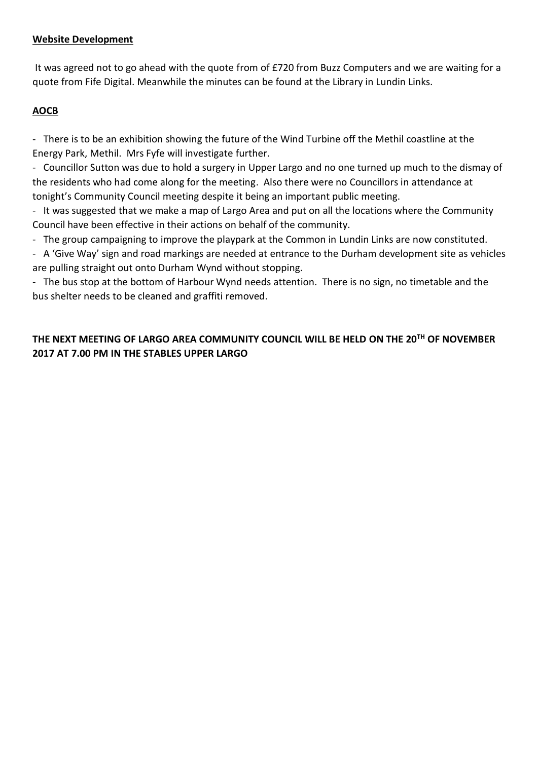**Website Development**

It was agreed not to go ahead with the quote from of £720 from Buzz Computers and we are waiting for a quote from Fife Digital. Meanwhile the minutes can be found at the Library in Lundin Links.

**AOCB**

- There is to be an exhibition showing the future of the Wind Turbine off the Methil coastline at the Energy Park, Methil. Mrs Fyfe will investigate further.
- Councillor Sutton was due to hold a surgery in Upper Largo and no one turned up much to the dismay of the residents who had come along for the meeting. Also there were no Councillors in attendance at tonight's Community Council meeting despite it being an important public meeting.
- It was suggested that we make a map of Largo Area and put on all the locations where the Community Council have been effective in their actions on behalf of the community.
- The group campaigning to improve the playpark at the Common in Lundin Links are now constituted.
- A 'Give Way' sign and road markings are needed at entrance to the Durham development site as vehicles are pulling straight out onto Durham Wynd without stopping.
- The bus stop at the bottom of Harbour Wynd needs attention. There is no sign, no timetable and the bus shelter needs to be cleaned and graffiti removed.

**THE NEXT MEETING OF LARGO AREA COMMUNITY COUNCIL WILL BE HELD ON THE 20TH OF NOVEMBER 2017 AT 7.00 PM IN THE STABLES UPPER LARGO**